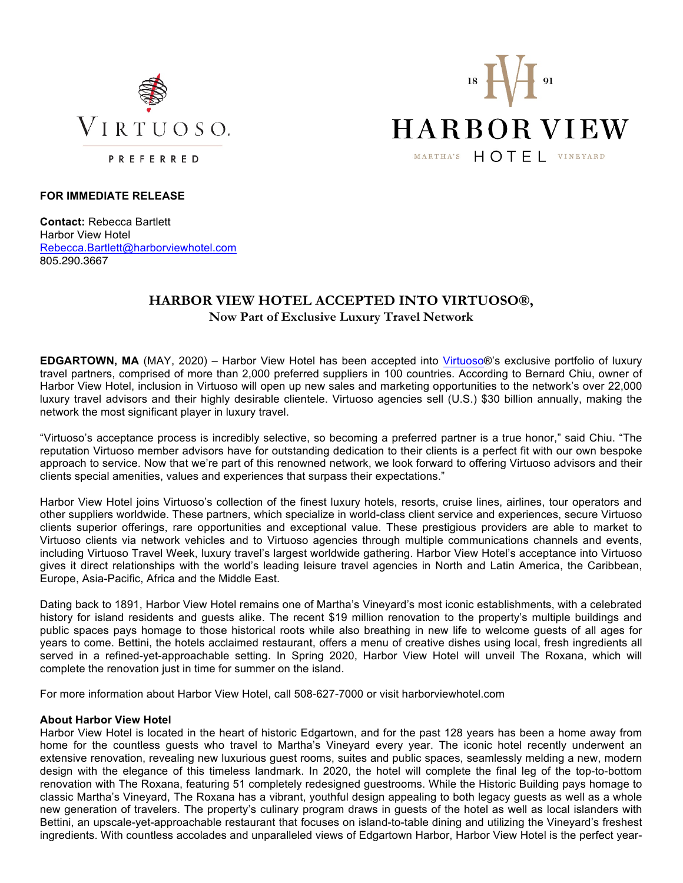VIRTUOSO.

PREFERRED

18 HV 91

HARBOR VIEW

MARTHA'S HOTEL VINEYARD

**FOR IMMEDIATE RELEASE**

**Contact:** Rebecca Bartlett
Harbor View Hotel
Rebecca.Bartlett@harborviewhotel.com
805.290.3667

## HARBOR VIEW HOTEL ACCEPTED INTO VIRTUOSO®,

### Now Part of Exclusive Luxury Travel Network

**EDGARTOWN, MA** (MAY, 2020) – Harbor View Hotel has been accepted into Virtuoso®'s exclusive portfolio of luxury travel partners, comprised of more than 2,000 preferred suppliers in 100 countries. According to Bernard Chiu, owner of Harbor View Hotel, inclusion in Virtuoso will open up new sales and marketing opportunities to the network's over 22,000 luxury travel advisors and their highly desirable clientele. Virtuoso agencies sell (U.S.) $30 billion annually, making the network the most significant player in luxury travel.

"Virtuoso's acceptance process is incredibly selective, so becoming a preferred partner is a true honor," said Chiu. "The reputation Virtuoso member advisors have for outstanding dedication to their clients is a perfect fit with our own bespoke approach to service. Now that we're part of this renowned network, we look forward to offering Virtuoso advisors and their clients special amenities, values and experiences that surpass their expectations."

Harbor View Hotel joins Virtuoso's collection of the finest luxury hotels, resorts, cruise lines, airlines, tour operators and other suppliers worldwide. These partners, which specialize in world-class client service and experiences, secure Virtuoso clients superior offerings, rare opportunities and exceptional value. These prestigious providers are able to market to Virtuoso clients via network vehicles and to Virtuoso agencies through multiple communications channels and events, including Virtuoso Travel Week, luxury travel's largest worldwide gathering. Harbor View Hotel's acceptance into Virtuoso gives it direct relationships with the world's leading leisure travel agencies in North and Latin America, the Caribbean, Europe, Asia-Pacific, Africa and the Middle East.

Dating back to 1891, Harbor View Hotel remains one of Martha's Vineyard's most iconic establishments, with a celebrated history for island residents and guests alike. The recent $19 million renovation to the property's multiple buildings and public spaces pays homage to those historical roots while also breathing in new life to welcome guests of all ages for years to come. Bettini, the hotels acclaimed restaurant, offers a menu of creative dishes using local, fresh ingredients all served in a refined-yet-approachable setting. In Spring 2020, Harbor View Hotel will unveil The Roxana, which will complete the renovation just in time for summer on the island.

For more information about Harbor View Hotel, call 508-627-7000 or visit harborviewhotel.com

**About Harbor View Hotel**

Harbor View Hotel is located in the heart of historic Edgartown, and for the past 128 years has been a home away from home for the countless guests who travel to Martha's Vineyard every year. The iconic hotel recently underwent an extensive renovation, revealing new luxurious guest rooms, suites and public spaces, seamlessly melding a new, modern design with the elegance of this timeless landmark. In 2020, the hotel will complete the final leg of the top-to-bottom renovation with The Roxana, featuring 51 completely redesigned guestrooms. While the Historic Building pays homage to classic Martha's Vineyard, The Roxana has a vibrant, youthful design appealing to both legacy guests as well as a whole new generation of travelers. The property's culinary program draws in guests of the hotel as well as local islanders with Bettini, an upscale-yet-approachable restaurant that focuses on island-to-table dining and utilizing the Vineyard's freshest ingredients. With countless accolades and unparalleled views of Edgartown Harbor, Harbor View Hotel is the perfect year-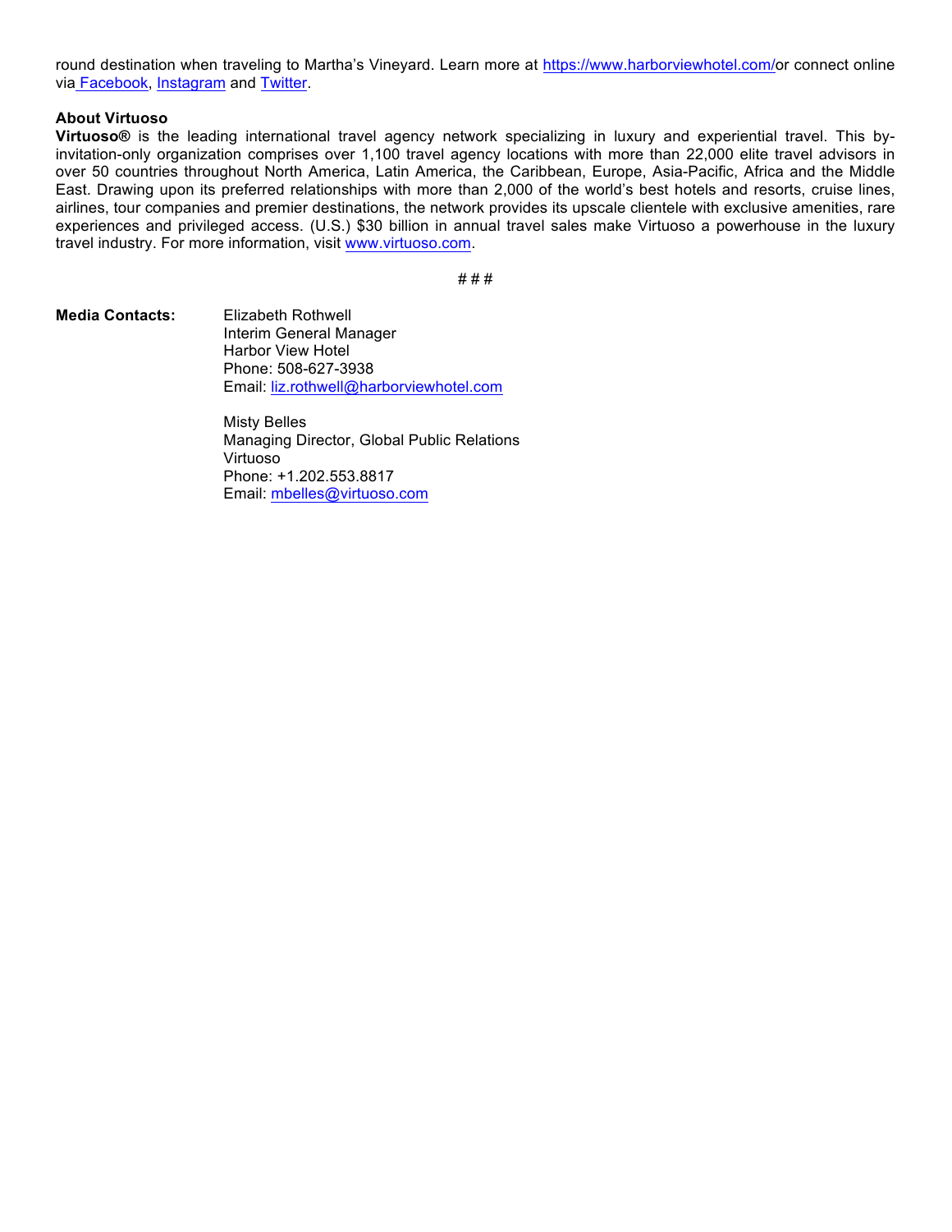round destination when traveling to Martha's Vineyard. Learn more at [https://www.harborviewhotel.com/](https://www.harborviewhotel.com/)or connect online via [Facebook](#), [Instagram](#) and [Twitter](#).

**About Virtuoso**

**Virtuoso®** is the leading international travel agency network specializing in luxury and experiential travel. This by-invitation-only organization comprises over 1,100 travel agency locations with more than 22,000 elite travel advisors in over 50 countries throughout North America, Latin America, the Caribbean, Europe, Asia-Pacific, Africa and the Middle East. Drawing upon its preferred relationships with more than 2,000 of the world's best hotels and resorts, cruise lines, airlines, tour companies and premier destinations, the network provides its upscale clientele with exclusive amenities, rare experiences and privileged access. (U.S.) $30 billion in annual travel sales make Virtuoso a powerhouse in the luxury travel industry. For more information, visit [www.virtuoso.com](http://www.virtuoso.com).

# # #

**Media Contacts:**

Elizabeth Rothwell
Interim General Manager
Harbor View Hotel
Phone: 508-627-3938
Email: [liz.rothwell@harborviewhotel.com](mailto:liz.rothwell@harborviewhotel.com)

Misty Belles
Managing Director, Global Public Relations
Virtuoso
Phone: +1.202.553.8817
Email: [mbelles@virtuoso.com](mailto:mbelles@virtuoso.com)